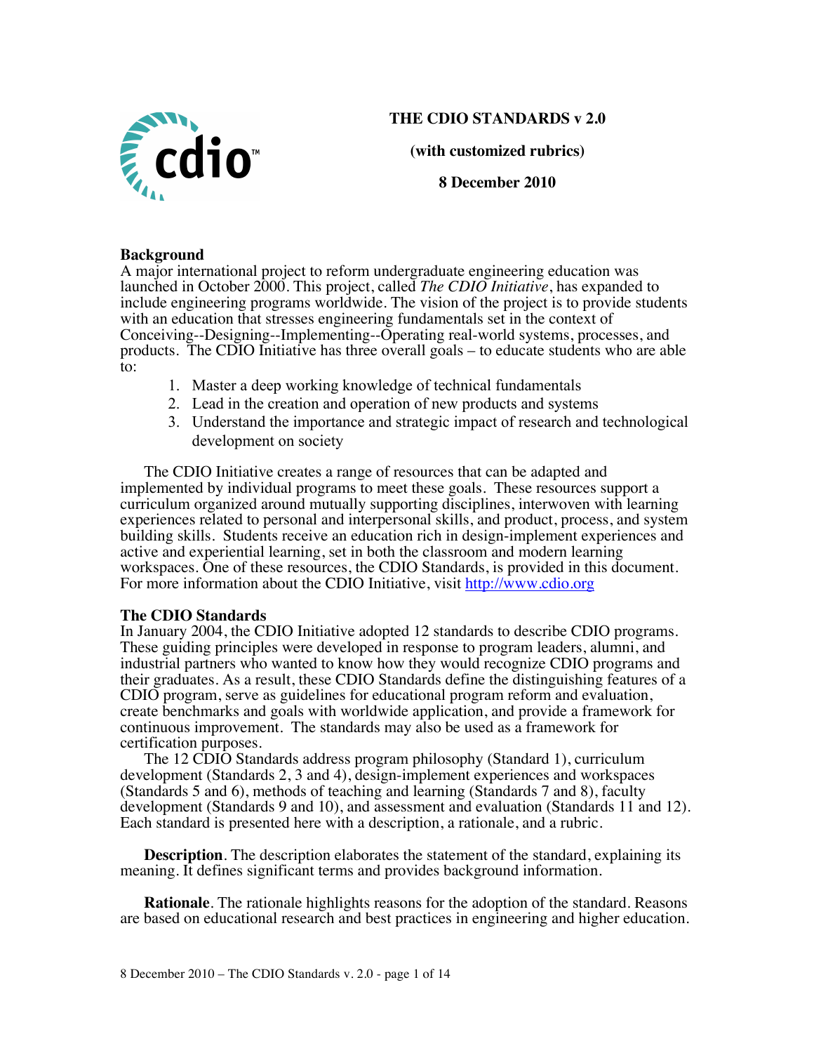# THE CDIO STANDARDS v 2.0

**(with customized rubrics)**

**8 December 2010**

## Background

A major international project to reform undergraduate engineering education was launched in October 2000. This project, called *The CDIO Initiative*, has expanded to include engineering programs worldwide. The vision of the project is to provide students with an education that stresses engineering fundamentals set in the context of Conceiving--Designing--Implementing--Operating real-world systems, processes, and products. The CDIO Initiative has three overall goals – to educate students who are able to:

1. Master a deep working knowledge of technical fundamentals
2. Lead in the creation and operation of new products and systems
3. Understand the importance and strategic impact of research and technological development on society

The CDIO Initiative creates a range of resources that can be adapted and implemented by individual programs to meet these goals. These resources support a curriculum organized around mutually supporting disciplines, interwoven with learning experiences related to personal and interpersonal skills, and product, process, and system building skills. Students receive an education rich in design-implement experiences and active and experiential learning, set in both the classroom and modern learning workspaces. One of these resources, the CDIO Standards, is provided in this document. For more information about the CDIO Initiative, visit http://www.cdio.org

## The CDIO Standards

In January 2004, the CDIO Initiative adopted 12 standards to describe CDIO programs. These guiding principles were developed in response to program leaders, alumni, and industrial partners who wanted to know how they would recognize CDIO programs and their graduates. As a result, these CDIO Standards define the distinguishing features of a CDIO program, serve as guidelines for educational program reform and evaluation, create benchmarks and goals with worldwide application, and provide a framework for continuous improvement. The standards may also be used as a framework for certification purposes.

The 12 CDIO Standards address program philosophy (Standard 1), curriculum development (Standards 2, 3 and 4), design-implement experiences and workspaces (Standards 5 and 6), methods of teaching and learning (Standards 7 and 8), faculty development (Standards 9 and 10), and assessment and evaluation (Standards 11 and 12). Each standard is presented here with a description, a rationale, and a rubric.

**Description**. The description elaborates the statement of the standard, explaining its meaning. It defines significant terms and provides background information.

**Rationale**. The rationale highlights reasons for the adoption of the standard. Reasons are based on educational research and best practices in engineering and higher education.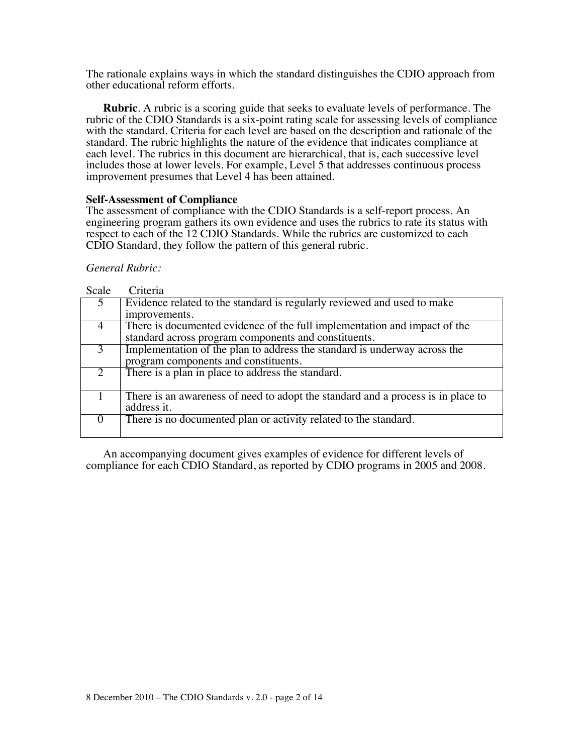The rationale explains ways in which the standard distinguishes the CDIO approach from other educational reform efforts.

**Rubric**. A rubric is a scoring guide that seeks to evaluate levels of performance. The rubric of the CDIO Standards is a six-point rating scale for assessing levels of compliance with the standard. Criteria for each level are based on the description and rationale of the standard. The rubric highlights the nature of the evidence that indicates compliance at each level. The rubrics in this document are hierarchical, that is, each successive level includes those at lower levels. For example, Level 5 that addresses continuous process improvement presumes that Level 4 has been attained.

**Self-Assessment of Compliance**

The assessment of compliance with the CDIO Standards is a self-report process. An engineering program gathers its own evidence and uses the rubrics to rate its status with respect to each of the 12 CDIO Standards. While the rubrics are customized to each CDIO Standard, they follow the pattern of this general rubric.

*General Rubric:*

| Scale | Criteria |
|---|---|
| 5 | Evidence related to the standard is regularly reviewed and used to make improvements. |
| 4 | There is documented evidence of the full implementation and impact of the standard across program components and constituents. |
| 3 | Implementation of the plan to address the standard is underway across the program components and constituents. |
| 2 | There is a plan in place to address the standard. |
| 1 | There is an awareness of need to adopt the standard and a process is in place to address it. |
| 0 | There is no documented plan or activity related to the standard. |

An accompanying document gives examples of evidence for different levels of compliance for each CDIO Standard, as reported by CDIO programs in 2005 and 2008.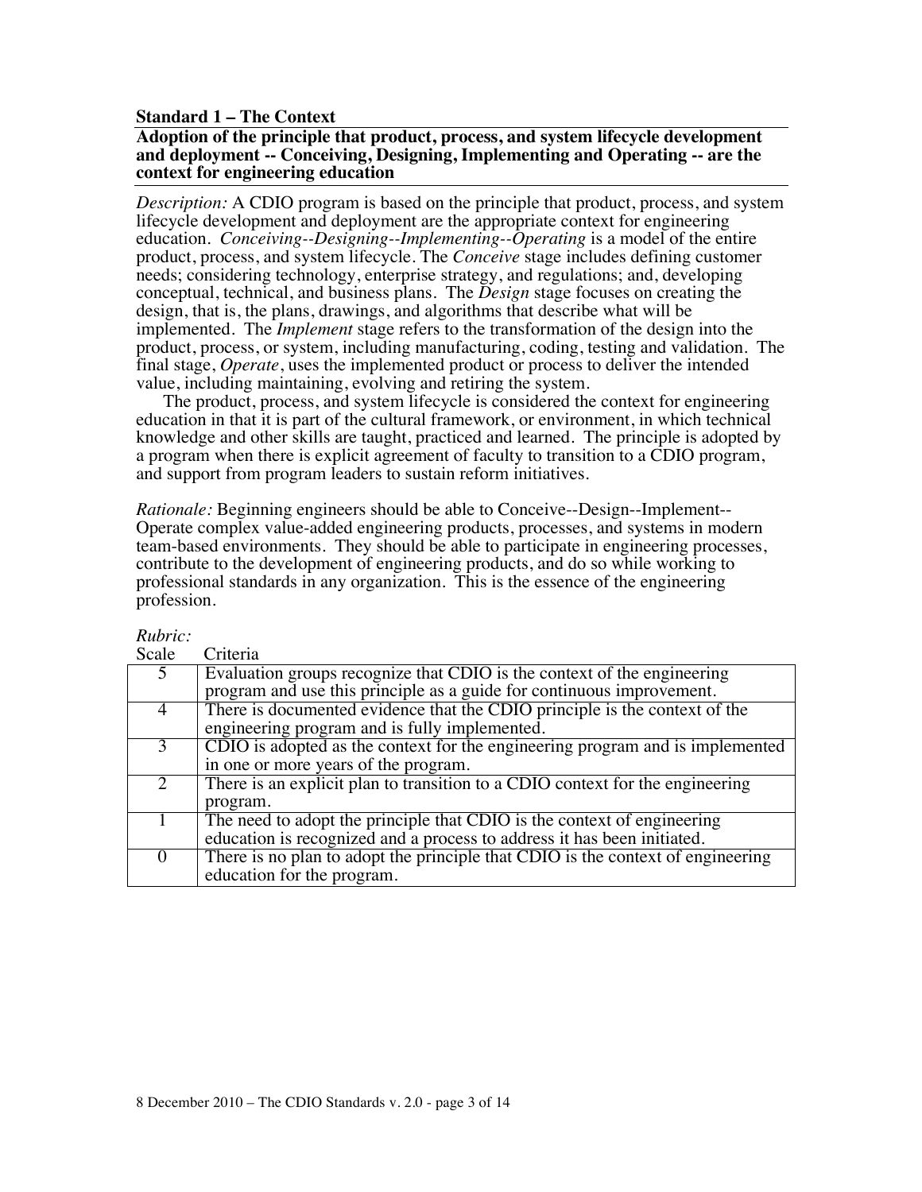**Standard 1 – The Context**

**Adoption of the principle that product, process, and system lifecycle development and deployment -- Conceiving, Designing, Implementing and Operating -- are the context for engineering education**

*Description:* A CDIO program is based on the principle that product, process, and system lifecycle development and deployment are the appropriate context for engineering education. *Conceiving--Designing--Implementing--Operating* is a model of the entire product, process, and system lifecycle. The *Conceive* stage includes defining customer needs; considering technology, enterprise strategy, and regulations; and, developing conceptual, technical, and business plans. The *Design* stage focuses on creating the design, that is, the plans, drawings, and algorithms that describe what will be implemented. The *Implement* stage refers to the transformation of the design into the product, process, or system, including manufacturing, coding, testing and validation. The final stage, *Operate*, uses the implemented product or process to deliver the intended value, including maintaining, evolving and retiring the system.

The product, process, and system lifecycle is considered the context for engineering education in that it is part of the cultural framework, or environment, in which technical knowledge and other skills are taught, practiced and learned. The principle is adopted by a program when there is explicit agreement of faculty to transition to a CDIO program, and support from program leaders to sustain reform initiatives.

*Rationale:* Beginning engineers should be able to Conceive--Design--Implement--Operate complex value-added engineering products, processes, and systems in modern team-based environments. They should be able to participate in engineering processes, contribute to the development of engineering products, and do so while working to professional standards in any organization. This is the essence of the engineering profession.

*Rubric:*

| Scale | Criteria |
|---|---|
| 5 | Evaluation groups recognize that CDIO is the context of the engineering program and use this principle as a guide for continuous improvement. |
| 4 | There is documented evidence that the CDIO principle is the context of the engineering program and is fully implemented. |
| 3 | CDIO is adopted as the context for the engineering program and is implemented in one or more years of the program. |
| 2 | There is an explicit plan to transition to a CDIO context for the engineering program. |
| 1 | The need to adopt the principle that CDIO is the context of engineering education is recognized and a process to address it has been initiated. |
| 0 | There is no plan to adopt the principle that CDIO is the context of engineering education for the program. |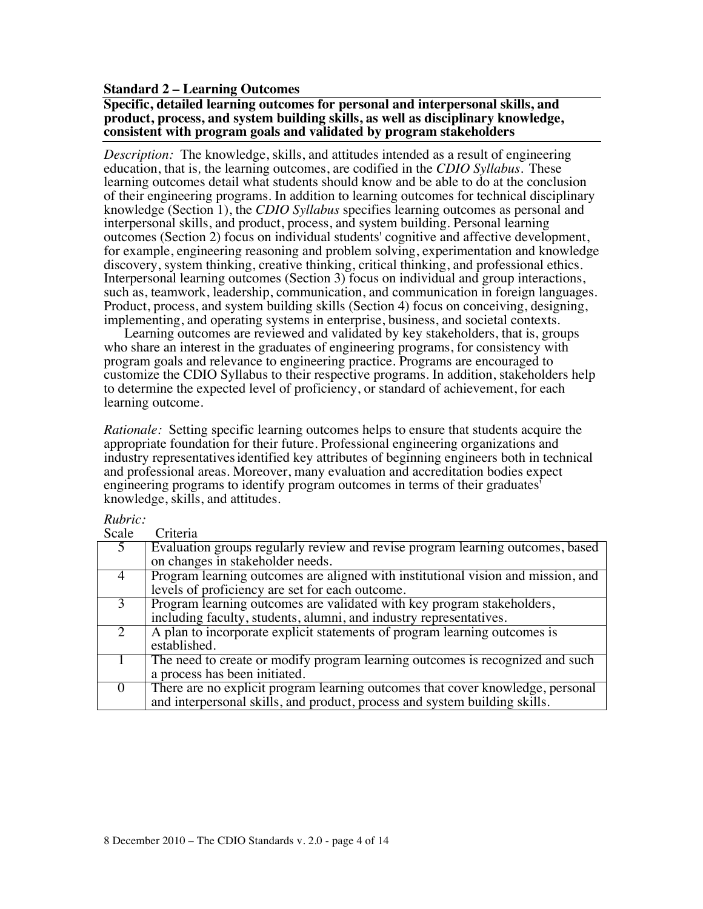## Standard 2 – Learning Outcomes

**Specific, detailed learning outcomes for personal and interpersonal skills, and product, process, and system building skills, as well as disciplinary knowledge, consistent with program goals and validated by program stakeholders**

*Description:* The knowledge, skills, and attitudes intended as a result of engineering education, that is, the learning outcomes, are codified in the *CDIO Syllabus*. These learning outcomes detail what students should know and be able to do at the conclusion of their engineering programs. In addition to learning outcomes for technical disciplinary knowledge (Section 1), the *CDIO Syllabus* specifies learning outcomes as personal and interpersonal skills, and product, process, and system building. Personal learning outcomes (Section 2) focus on individual students' cognitive and affective development, for example, engineering reasoning and problem solving, experimentation and knowledge discovery, system thinking, creative thinking, critical thinking, and professional ethics. Interpersonal learning outcomes (Section 3) focus on individual and group interactions, such as, teamwork, leadership, communication, and communication in foreign languages. Product, process, and system building skills (Section 4) focus on conceiving, designing, implementing, and operating systems in enterprise, business, and societal contexts.

Learning outcomes are reviewed and validated by key stakeholders, that is, groups who share an interest in the graduates of engineering programs, for consistency with program goals and relevance to engineering practice. Programs are encouraged to customize the CDIO Syllabus to their respective programs. In addition, stakeholders help to determine the expected level of proficiency, or standard of achievement, for each learning outcome.

*Rationale:* Setting specific learning outcomes helps to ensure that students acquire the appropriate foundation for their future. Professional engineering organizations and industry representatives identified key attributes of beginning engineers both in technical and professional areas. Moreover, many evaluation and accreditation bodies expect engineering programs to identify program outcomes in terms of their graduates' knowledge, skills, and attitudes.

*Rubric:*

| Scale | Criteria |
|---|---|
| 5 | Evaluation groups regularly review and revise program learning outcomes, based on changes in stakeholder needs. |
| 4 | Program learning outcomes are aligned with institutional vision and mission, and levels of proficiency are set for each outcome. |
| 3 | Program learning outcomes are validated with key program stakeholders, including faculty, students, alumni, and industry representatives. |
| 2 | A plan to incorporate explicit statements of program learning outcomes is established. |
| 1 | The need to create or modify program learning outcomes is recognized and such a process has been initiated. |
| 0 | There are no explicit program learning outcomes that cover knowledge, personal and interpersonal skills, and product, process and system building skills. |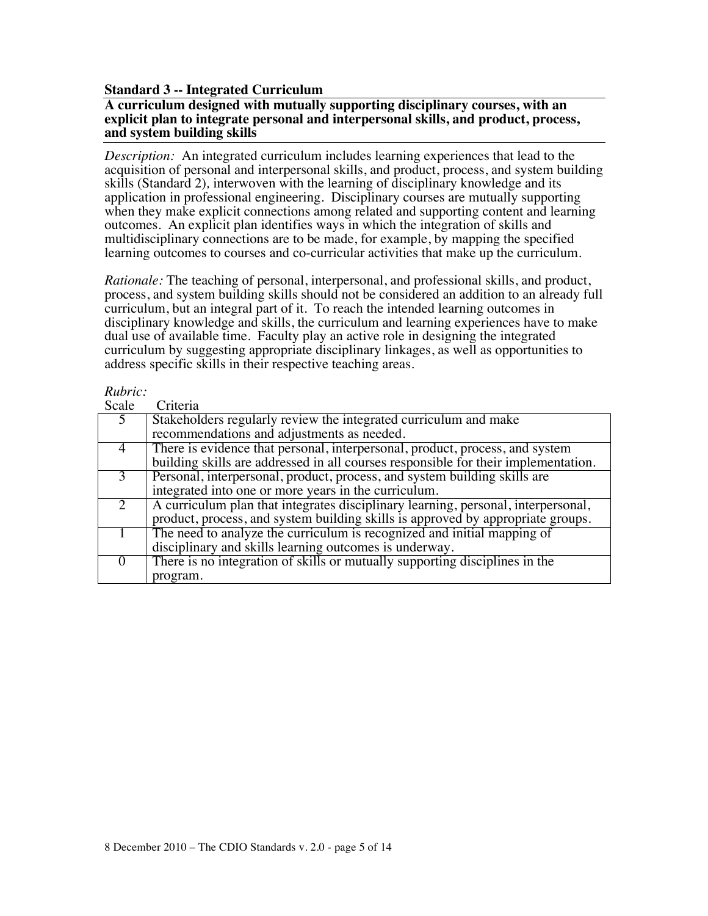### Standard 3 -- Integrated Curriculum

**A curriculum designed with mutually supporting disciplinary courses, with an explicit plan to integrate personal and interpersonal skills, and product, process, and system building skills**

*Description:* An integrated curriculum includes learning experiences that lead to the acquisition of personal and interpersonal skills, and product, process, and system building skills (Standard 2), interwoven with the learning of disciplinary knowledge and its application in professional engineering. Disciplinary courses are mutually supporting when they make explicit connections among related and supporting content and learning outcomes. An explicit plan identifies ways in which the integration of skills and multidisciplinary connections are to be made, for example, by mapping the specified learning outcomes to courses and co-curricular activities that make up the curriculum.

*Rationale:* The teaching of personal, interpersonal, and professional skills, and product, process, and system building skills should not be considered an addition to an already full curriculum, but an integral part of it. To reach the intended learning outcomes in disciplinary knowledge and skills, the curriculum and learning experiences have to make dual use of available time. Faculty play an active role in designing the integrated curriculum by suggesting appropriate disciplinary linkages, as well as opportunities to address specific skills in their respective teaching areas.

*Rubric:*

| Scale | Criteria |
|---|---|
| 5 | Stakeholders regularly review the integrated curriculum and make recommendations and adjustments as needed. |
| 4 | There is evidence that personal, interpersonal, product, process, and system building skills are addressed in all courses responsible for their implementation. |
| 3 | Personal, interpersonal, product, process, and system building skills are integrated into one or more years in the curriculum. |
| 2 | A curriculum plan that integrates disciplinary learning, personal, interpersonal, product, process, and system building skills is approved by appropriate groups. |
| 1 | The need to analyze the curriculum is recognized and initial mapping of disciplinary and skills learning outcomes is underway. |
| 0 | There is no integration of skills or mutually supporting disciplines in the program. |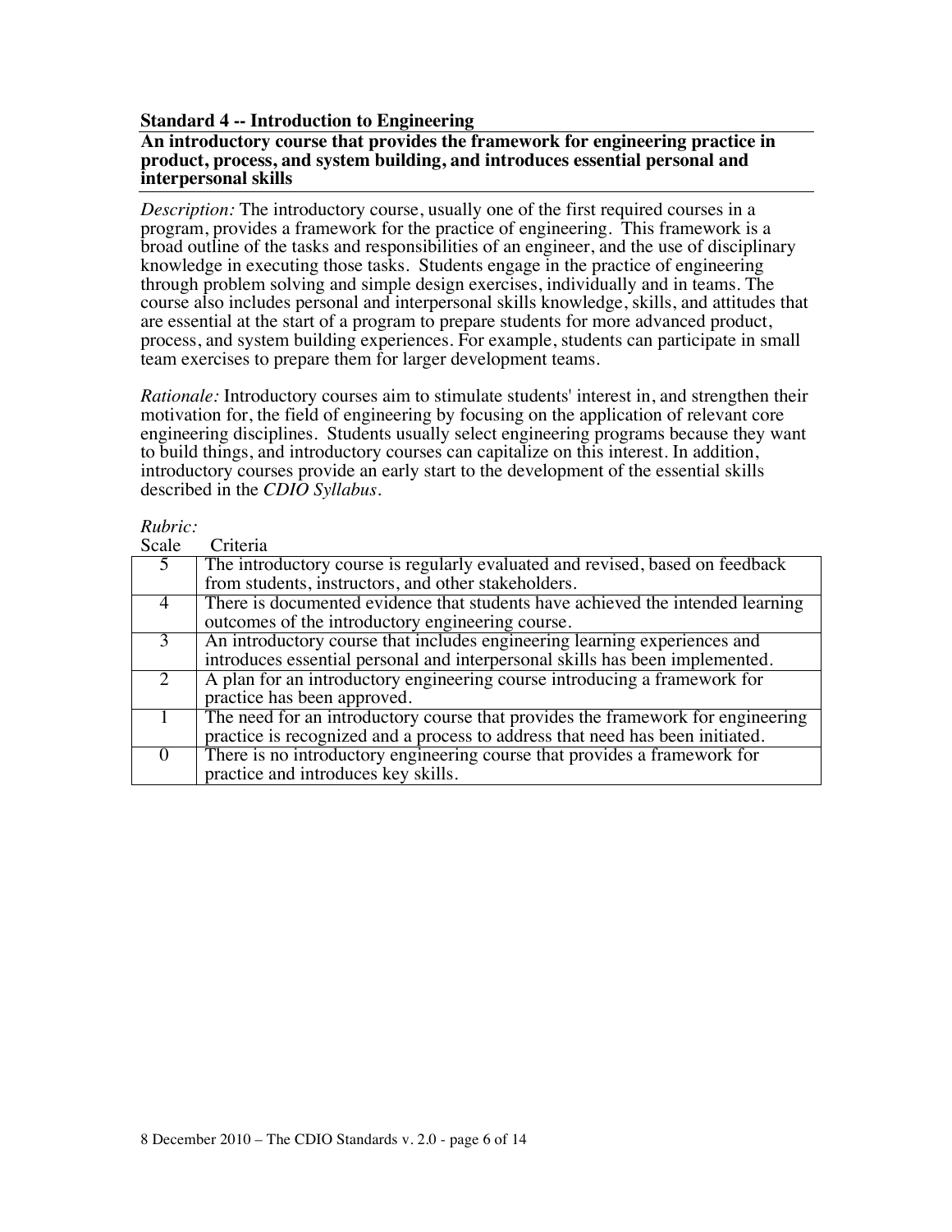### Standard 4 -- Introduction to Engineering

**An introductory course that provides the framework for engineering practice in product, process, and system building, and introduces essential personal and interpersonal skills**

*Description:* The introductory course, usually one of the first required courses in a program, provides a framework for the practice of engineering. This framework is a broad outline of the tasks and responsibilities of an engineer, and the use of disciplinary knowledge in executing those tasks. Students engage in the practice of engineering through problem solving and simple design exercises, individually and in teams. The course also includes personal and interpersonal skills knowledge, skills, and attitudes that are essential at the start of a program to prepare students for more advanced product, process, and system building experiences. For example, students can participate in small team exercises to prepare them for larger development teams.

*Rationale:* Introductory courses aim to stimulate students' interest in, and strengthen their motivation for, the field of engineering by focusing on the application of relevant core engineering disciplines. Students usually select engineering programs because they want to build things, and introductory courses can capitalize on this interest. In addition, introductory courses provide an early start to the development of the essential skills described in the *CDIO Syllabus*.

*Rubric:*

| Scale | Criteria |
|---|---|
| 5 | The introductory course is regularly evaluated and revised, based on feedback from students, instructors, and other stakeholders. |
| 4 | There is documented evidence that students have achieved the intended learning outcomes of the introductory engineering course. |
| 3 | An introductory course that includes engineering learning experiences and introduces essential personal and interpersonal skills has been implemented. |
| 2 | A plan for an introductory engineering course introducing a framework for practice has been approved. |
| 1 | The need for an introductory course that provides the framework for engineering practice is recognized and a process to address that need has been initiated. |
| 0 | There is no introductory engineering course that provides a framework for practice and introduces key skills. |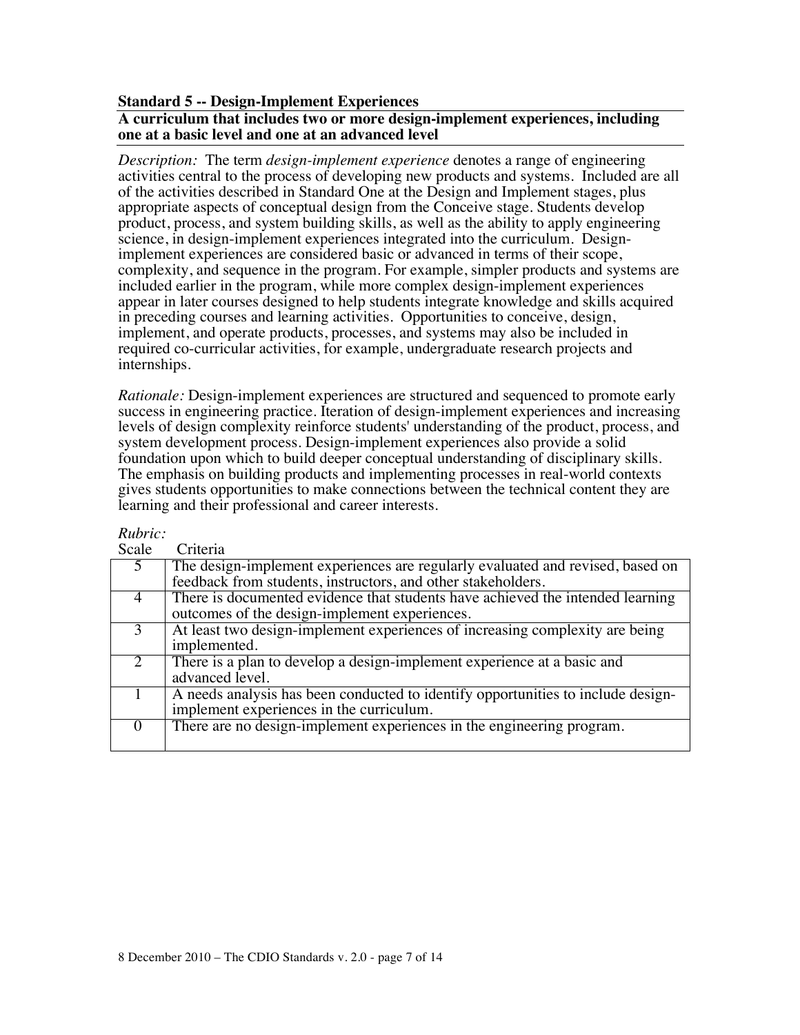**Standard 5 -- Design-Implement Experiences**

**A curriculum that includes two or more design-implement experiences, including one at a basic level and one at an advanced level**

*Description:* The term *design-implement experience* denotes a range of engineering activities central to the process of developing new products and systems. Included are all of the activities described in Standard One at the Design and Implement stages, plus appropriate aspects of conceptual design from the Conceive stage. Students develop product, process, and system building skills, as well as the ability to apply engineering science, in design-implement experiences integrated into the curriculum. Design-implement experiences are considered basic or advanced in terms of their scope, complexity, and sequence in the program. For example, simpler products and systems are included earlier in the program, while more complex design-implement experiences appear in later courses designed to help students integrate knowledge and skills acquired in preceding courses and learning activities. Opportunities to conceive, design, implement, and operate products, processes, and systems may also be included in required co-curricular activities, for example, undergraduate research projects and internships.

*Rationale:* Design-implement experiences are structured and sequenced to promote early success in engineering practice. Iteration of design-implement experiences and increasing levels of design complexity reinforce students' understanding of the product, process, and system development process. Design-implement experiences also provide a solid foundation upon which to build deeper conceptual understanding of disciplinary skills. The emphasis on building products and implementing processes in real-world contexts gives students opportunities to make connections between the technical content they are learning and their professional and career interests.

*Rubric:*

| Scale | Criteria |
|---|---|
| 5 | The design-implement experiences are regularly evaluated and revised, based on feedback from students, instructors, and other stakeholders. |
| 4 | There is documented evidence that students have achieved the intended learning outcomes of the design-implement experiences. |
| 3 | At least two design-implement experiences of increasing complexity are being implemented. |
| 2 | There is a plan to develop a design-implement experience at a basic and advanced level. |
| 1 | A needs analysis has been conducted to identify opportunities to include design-implement experiences in the curriculum. |
| 0 | There are no design-implement experiences in the engineering program. |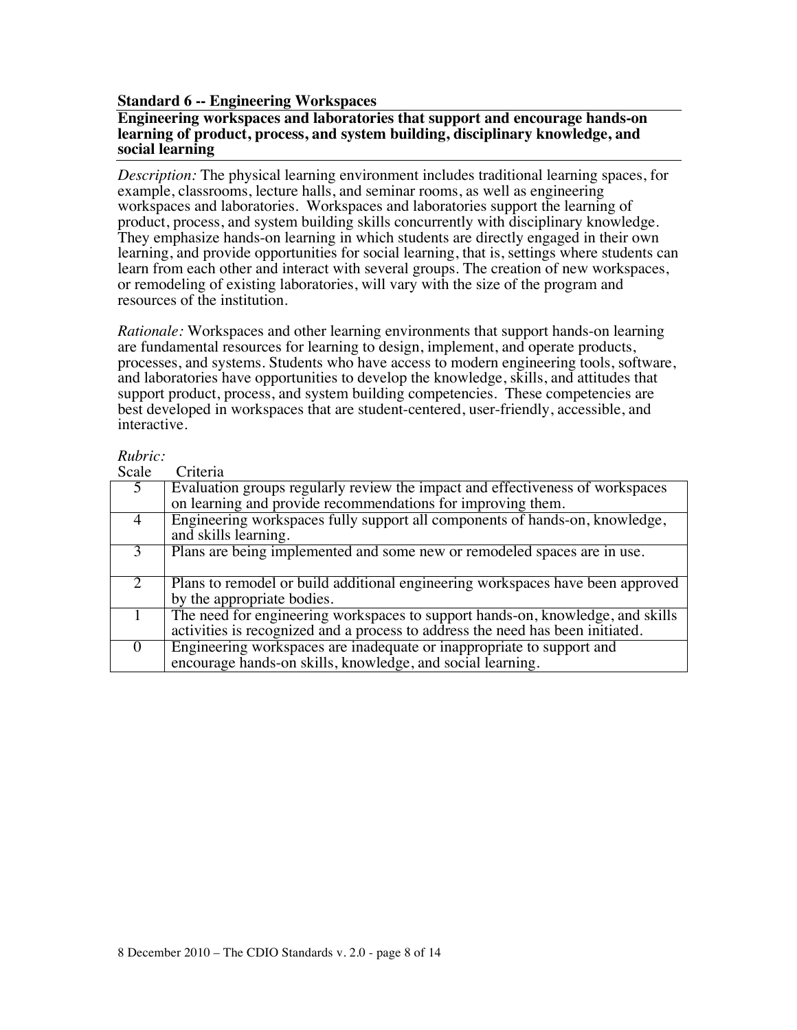**Standard 6 -- Engineering Workspaces**

**Engineering workspaces and laboratories that support and encourage hands-on learning of product, process, and system building, disciplinary knowledge, and social learning**

*Description:* The physical learning environment includes traditional learning spaces, for example, classrooms, lecture halls, and seminar rooms, as well as engineering workspaces and laboratories. Workspaces and laboratories support the learning of product, process, and system building skills concurrently with disciplinary knowledge. They emphasize hands-on learning in which students are directly engaged in their own learning, and provide opportunities for social learning, that is, settings where students can learn from each other and interact with several groups. The creation of new workspaces, or remodeling of existing laboratories, will vary with the size of the program and resources of the institution.

*Rationale:* Workspaces and other learning environments that support hands-on learning are fundamental resources for learning to design, implement, and operate products, processes, and systems. Students who have access to modern engineering tools, software, and laboratories have opportunities to develop the knowledge, skills, and attitudes that support product, process, and system building competencies. These competencies are best developed in workspaces that are student-centered, user-friendly, accessible, and interactive.

*Rubric:*

| Scale | Criteria |
|---|---|
| 5 | Evaluation groups regularly review the impact and effectiveness of workspaces on learning and provide recommendations for improving them. |
| 4 | Engineering workspaces fully support all components of hands-on, knowledge, and skills learning. |
| 3 | Plans are being implemented and some new or remodeled spaces are in use. |
| 2 | Plans to remodel or build additional engineering workspaces have been approved by the appropriate bodies. |
| 1 | The need for engineering workspaces to support hands-on, knowledge, and skills activities is recognized and a process to address the need has been initiated. |
| 0 | Engineering workspaces are inadequate or inappropriate to support and encourage hands-on skills, knowledge, and social learning. |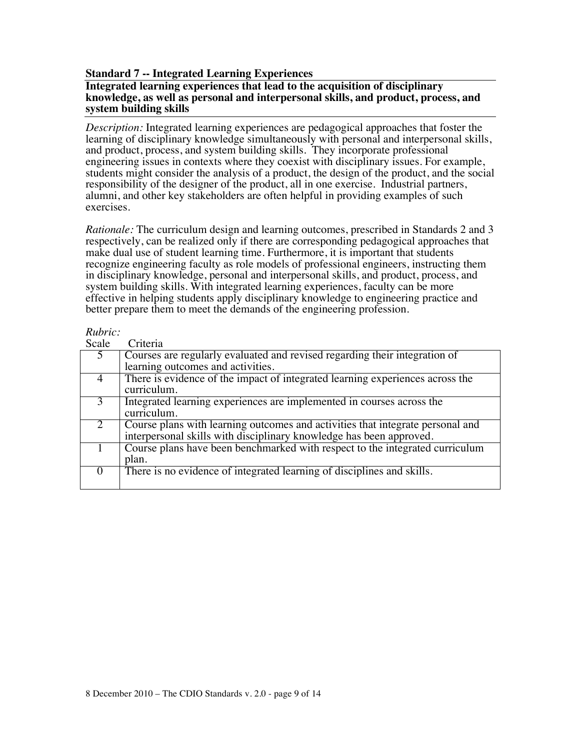**Standard 7 -- Integrated Learning Experiences**

**Integrated learning experiences that lead to the acquisition of disciplinary knowledge, as well as personal and interpersonal skills, and product, process, and system building skills**

*Description:* Integrated learning experiences are pedagogical approaches that foster the learning of disciplinary knowledge simultaneously with personal and interpersonal skills, and product, process, and system building skills. They incorporate professional engineering issues in contexts where they coexist with disciplinary issues. For example, students might consider the analysis of a product, the design of the product, and the social responsibility of the designer of the product, all in one exercise. Industrial partners, alumni, and other key stakeholders are often helpful in providing examples of such exercises.

*Rationale:* The curriculum design and learning outcomes, prescribed in Standards 2 and 3 respectively, can be realized only if there are corresponding pedagogical approaches that make dual use of student learning time. Furthermore, it is important that students recognize engineering faculty as role models of professional engineers, instructing them in disciplinary knowledge, personal and interpersonal skills, and product, process, and system building skills. With integrated learning experiences, faculty can be more effective in helping students apply disciplinary knowledge to engineering practice and better prepare them to meet the demands of the engineering profession.

*Rubric:*

| Scale | Criteria |
|---|---|
| 5 | Courses are regularly evaluated and revised regarding their integration of learning outcomes and activities. |
| 4 | There is evidence of the impact of integrated learning experiences across the curriculum. |
| 3 | Integrated learning experiences are implemented in courses across the curriculum. |
| 2 | Course plans with learning outcomes and activities that integrate personal and interpersonal skills with disciplinary knowledge has been approved. |
| 1 | Course plans have been benchmarked with respect to the integrated curriculum plan. |
| 0 | There is no evidence of integrated learning of disciplines and skills. |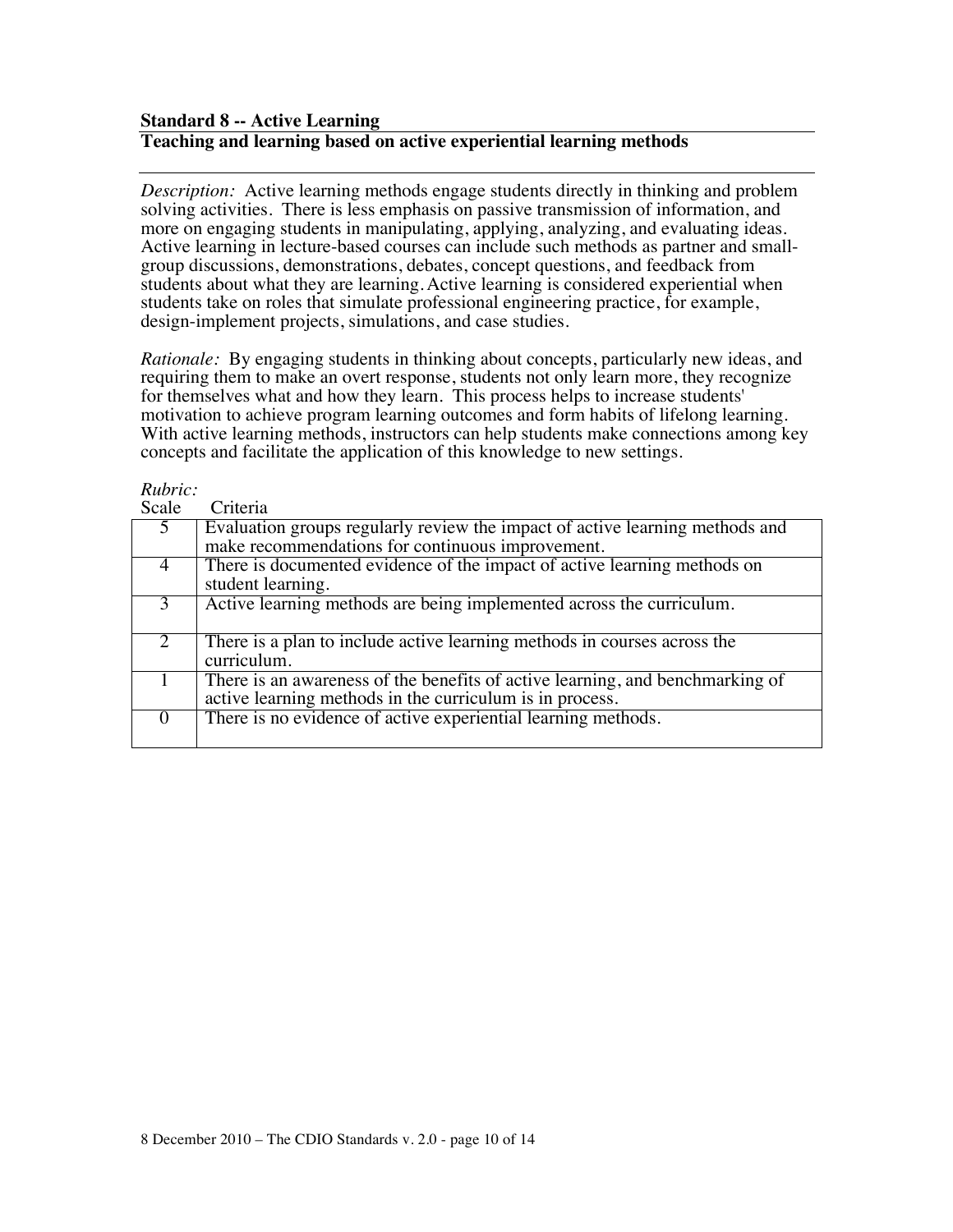**Standard 8 -- Active Learning**

**Teaching and learning based on active experiential learning methods**

*Description:* Active learning methods engage students directly in thinking and problem solving activities. There is less emphasis on passive transmission of information, and more on engaging students in manipulating, applying, analyzing, and evaluating ideas. Active learning in lecture-based courses can include such methods as partner and small-group discussions, demonstrations, debates, concept questions, and feedback from students about what they are learning. Active learning is considered experiential when students take on roles that simulate professional engineering practice, for example, design-implement projects, simulations, and case studies.

*Rationale:* By engaging students in thinking about concepts, particularly new ideas, and requiring them to make an overt response, students not only learn more, they recognize for themselves what and how they learn. This process helps to increase students' motivation to achieve program learning outcomes and form habits of lifelong learning. With active learning methods, instructors can help students make connections among key concepts and facilitate the application of this knowledge to new settings.

*Rubric:*

| Scale | Criteria |
|---|---|
| 5 | Evaluation groups regularly review the impact of active learning methods and make recommendations for continuous improvement. |
| 4 | There is documented evidence of the impact of active learning methods on student learning. |
| 3 | Active learning methods are being implemented across the curriculum. |
| 2 | There is a plan to include active learning methods in courses across the curriculum. |
| 1 | There is an awareness of the benefits of active learning, and benchmarking of active learning methods in the curriculum is in process. |
| 0 | There is no evidence of active experiential learning methods. |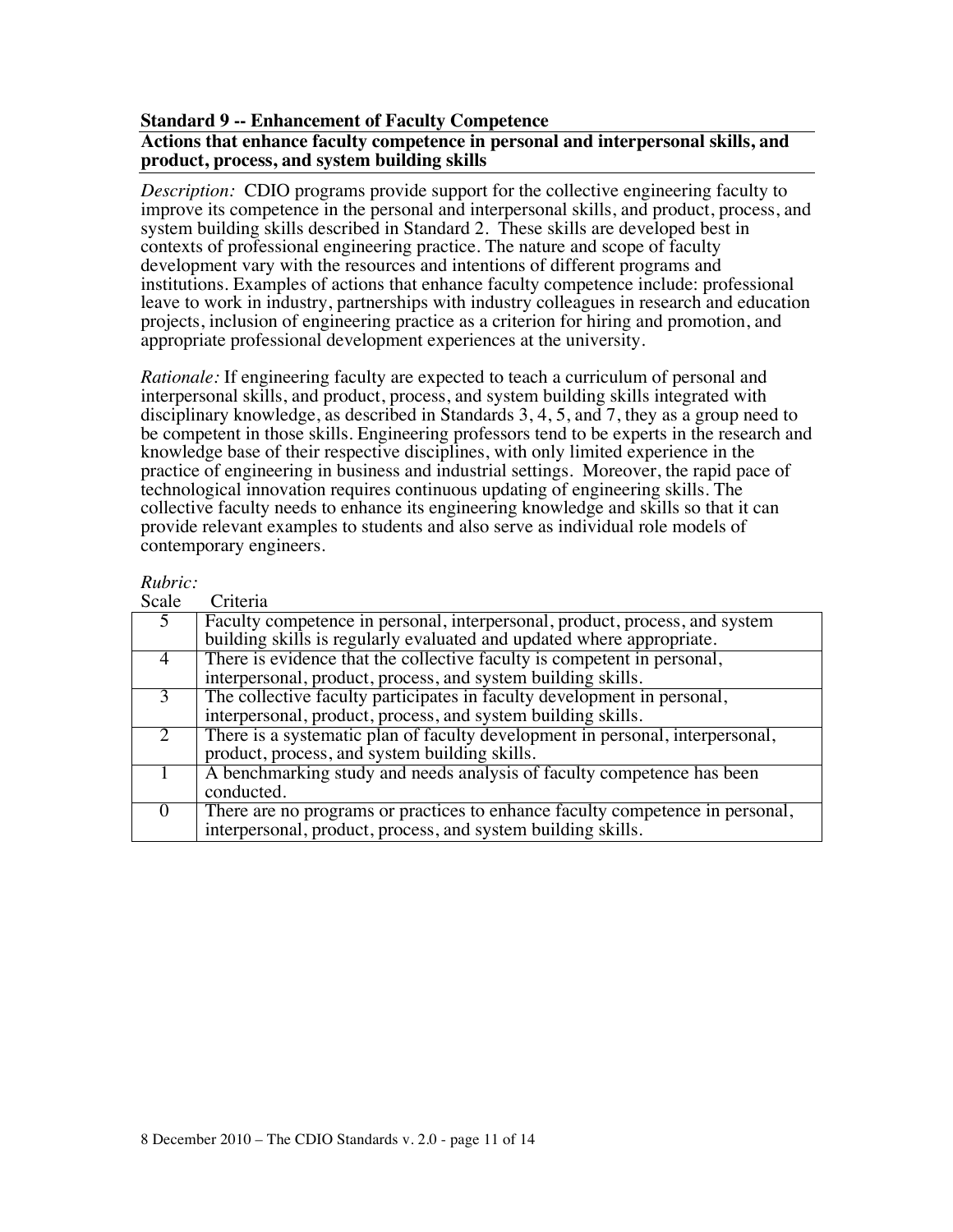## Standard 9 -- Enhancement of Faculty Competence

**Actions that enhance faculty competence in personal and interpersonal skills, and product, process, and system building skills**

*Description:* CDIO programs provide support for the collective engineering faculty to improve its competence in the personal and interpersonal skills, and product, process, and system building skills described in Standard 2. These skills are developed best in contexts of professional engineering practice. The nature and scope of faculty development vary with the resources and intentions of different programs and institutions. Examples of actions that enhance faculty competence include: professional leave to work in industry, partnerships with industry colleagues in research and education projects, inclusion of engineering practice as a criterion for hiring and promotion, and appropriate professional development experiences at the university.

*Rationale:* If engineering faculty are expected to teach a curriculum of personal and interpersonal skills, and product, process, and system building skills integrated with disciplinary knowledge, as described in Standards 3, 4, 5, and 7, they as a group need to be competent in those skills. Engineering professors tend to be experts in the research and knowledge base of their respective disciplines, with only limited experience in the practice of engineering in business and industrial settings. Moreover, the rapid pace of technological innovation requires continuous updating of engineering skills. The collective faculty needs to enhance its engineering knowledge and skills so that it can provide relevant examples to students and also serve as individual role models of contemporary engineers.

*Rubric:*

| Scale | Criteria |
|---|---|
| 5 | Faculty competence in personal, interpersonal, product, process, and system building skills is regularly evaluated and updated where appropriate. |
| 4 | There is evidence that the collective faculty is competent in personal, interpersonal, product, process, and system building skills. |
| 3 | The collective faculty participates in faculty development in personal, interpersonal, product, process, and system building skills. |
| 2 | There is a systematic plan of faculty development in personal, interpersonal, product, process, and system building skills. |
| 1 | A benchmarking study and needs analysis of faculty competence has been conducted. |
| 0 | There are no programs or practices to enhance faculty competence in personal, interpersonal, product, process, and system building skills. |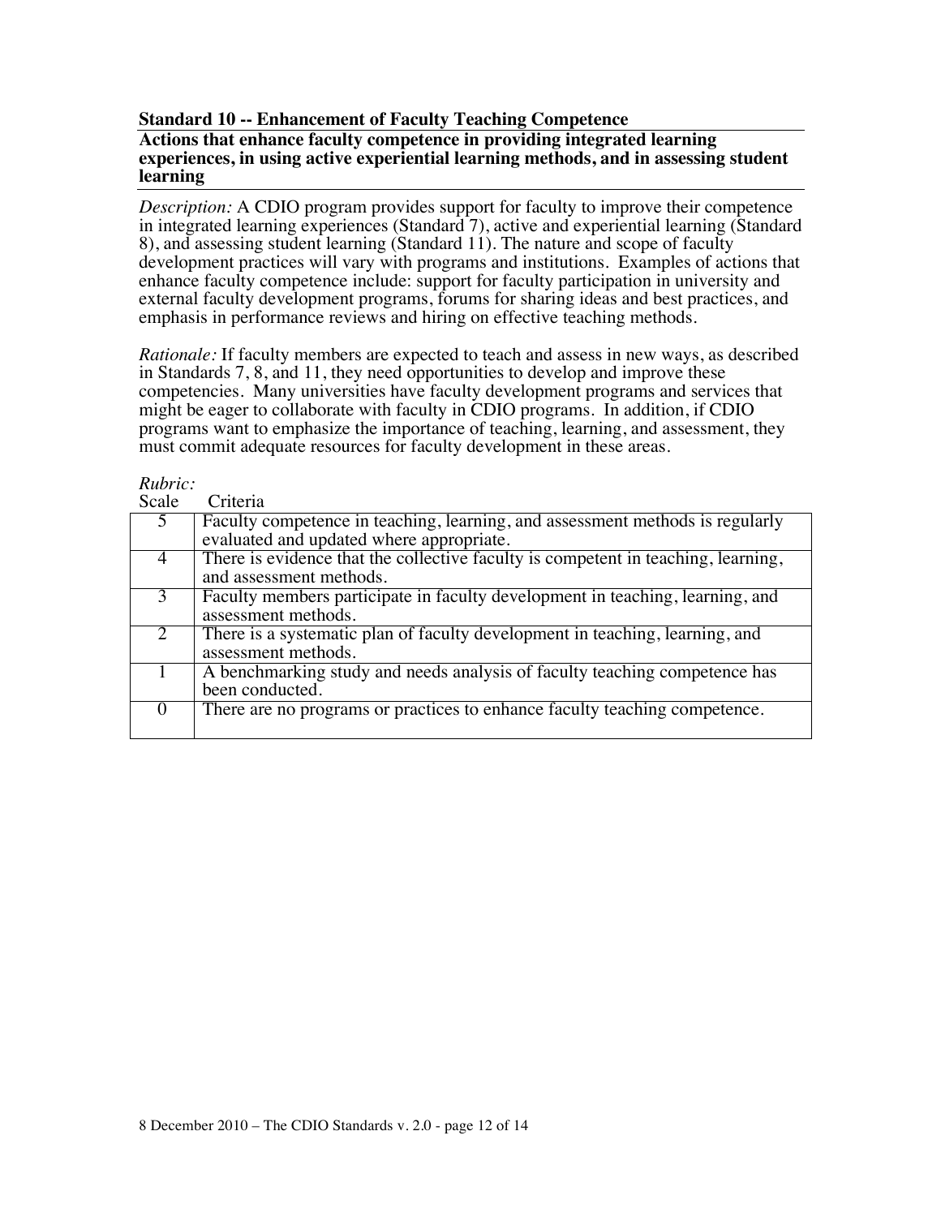### Standard 10 -- Enhancement of Faculty Teaching Competence

**Actions that enhance faculty competence in providing integrated learning experiences, in using active experiential learning methods, and in assessing student learning**

*Description:* A CDIO program provides support for faculty to improve their competence in integrated learning experiences (Standard 7), active and experiential learning (Standard 8), and assessing student learning (Standard 11). The nature and scope of faculty development practices will vary with programs and institutions. Examples of actions that enhance faculty competence include: support for faculty participation in university and external faculty development programs, forums for sharing ideas and best practices, and emphasis in performance reviews and hiring on effective teaching methods.

*Rationale:* If faculty members are expected to teach and assess in new ways, as described in Standards 7, 8, and 11, they need opportunities to develop and improve these competencies. Many universities have faculty development programs and services that might be eager to collaborate with faculty in CDIO programs. In addition, if CDIO programs want to emphasize the importance of teaching, learning, and assessment, they must commit adequate resources for faculty development in these areas.

*Rubric:*

| Scale | Criteria |
|---|---|
| 5 | Faculty competence in teaching, learning, and assessment methods is regularly evaluated and updated where appropriate. |
| 4 | There is evidence that the collective faculty is competent in teaching, learning, and assessment methods. |
| 3 | Faculty members participate in faculty development in teaching, learning, and assessment methods. |
| 2 | There is a systematic plan of faculty development in teaching, learning, and assessment methods. |
| 1 | A benchmarking study and needs analysis of faculty teaching competence has been conducted. |
| 0 | There are no programs or practices to enhance faculty teaching competence. |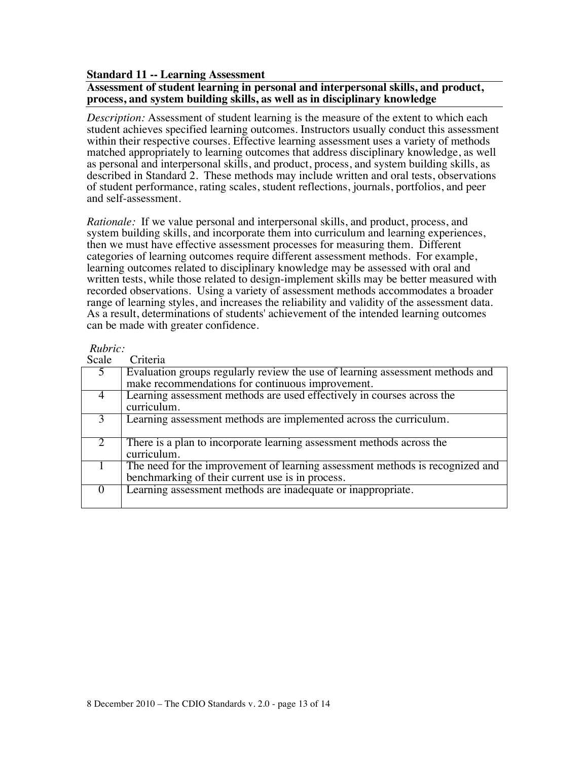## Standard 11 -- Learning Assessment

**Assessment of student learning in personal and interpersonal skills, and product, process, and system building skills, as well as in disciplinary knowledge**

*Description:* Assessment of student learning is the measure of the extent to which each student achieves specified learning outcomes. Instructors usually conduct this assessment within their respective courses. Effective learning assessment uses a variety of methods matched appropriately to learning outcomes that address disciplinary knowledge, as well as personal and interpersonal skills, and product, process, and system building skills, as described in Standard 2. These methods may include written and oral tests, observations of student performance, rating scales, student reflections, journals, portfolios, and peer and self-assessment.

*Rationale:* If we value personal and interpersonal skills, and product, process, and system building skills, and incorporate them into curriculum and learning experiences, then we must have effective assessment processes for measuring them. Different categories of learning outcomes require different assessment methods. For example, learning outcomes related to disciplinary knowledge may be assessed with oral and written tests, while those related to design-implement skills may be better measured with recorded observations. Using a variety of assessment methods accommodates a broader range of learning styles, and increases the reliability and validity of the assessment data. As a result, determinations of students' achievement of the intended learning outcomes can be made with greater confidence.

*Rubric:*

| Scale | Criteria |
|---|---|
| 5 | Evaluation groups regularly review the use of learning assessment methods and make recommendations for continuous improvement. |
| 4 | Learning assessment methods are used effectively in courses across the curriculum. |
| 3 | Learning assessment methods are implemented across the curriculum. |
| 2 | There is a plan to incorporate learning assessment methods across the curriculum. |
| 1 | The need for the improvement of learning assessment methods is recognized and benchmarking of their current use is in process. |
| 0 | Learning assessment methods are inadequate or inappropriate. |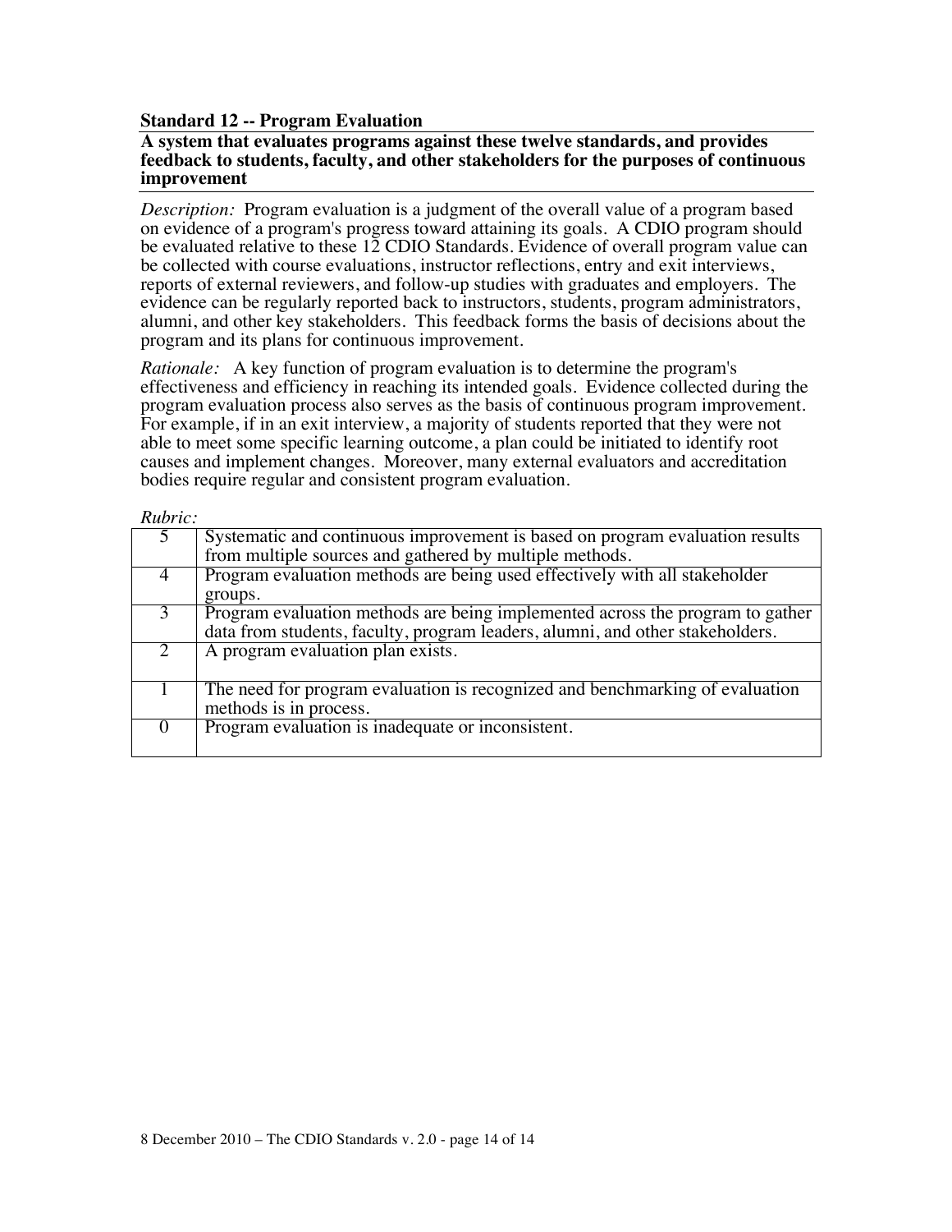**Standard 12 -- Program Evaluation**

**A system that evaluates programs against these twelve standards, and provides feedback to students, faculty, and other stakeholders for the purposes of continuous improvement**

*Description:* Program evaluation is a judgment of the overall value of a program based on evidence of a program's progress toward attaining its goals. A CDIO program should be evaluated relative to these 12 CDIO Standards. Evidence of overall program value can be collected with course evaluations, instructor reflections, entry and exit interviews, reports of external reviewers, and follow-up studies with graduates and employers. The evidence can be regularly reported back to instructors, students, program administrators, alumni, and other key stakeholders. This feedback forms the basis of decisions about the program and its plans for continuous improvement.

*Rationale:* A key function of program evaluation is to determine the program's effectiveness and efficiency in reaching its intended goals. Evidence collected during the program evaluation process also serves as the basis of continuous program improvement. For example, if in an exit interview, a majority of students reported that they were not able to meet some specific learning outcome, a plan could be initiated to identify root causes and implement changes. Moreover, many external evaluators and accreditation bodies require regular and consistent program evaluation.

*Rubric:*

| | |
|---|---|
| 5 | Systematic and continuous improvement is based on program evaluation results from multiple sources and gathered by multiple methods. |
| 4 | Program evaluation methods are being used effectively with all stakeholder groups. |
| 3 | Program evaluation methods are being implemented across the program to gather data from students, faculty, program leaders, alumni, and other stakeholders. |
| 2 | A program evaluation plan exists. |
| 1 | The need for program evaluation is recognized and benchmarking of evaluation methods is in process. |
| 0 | Program evaluation is inadequate or inconsistent. |